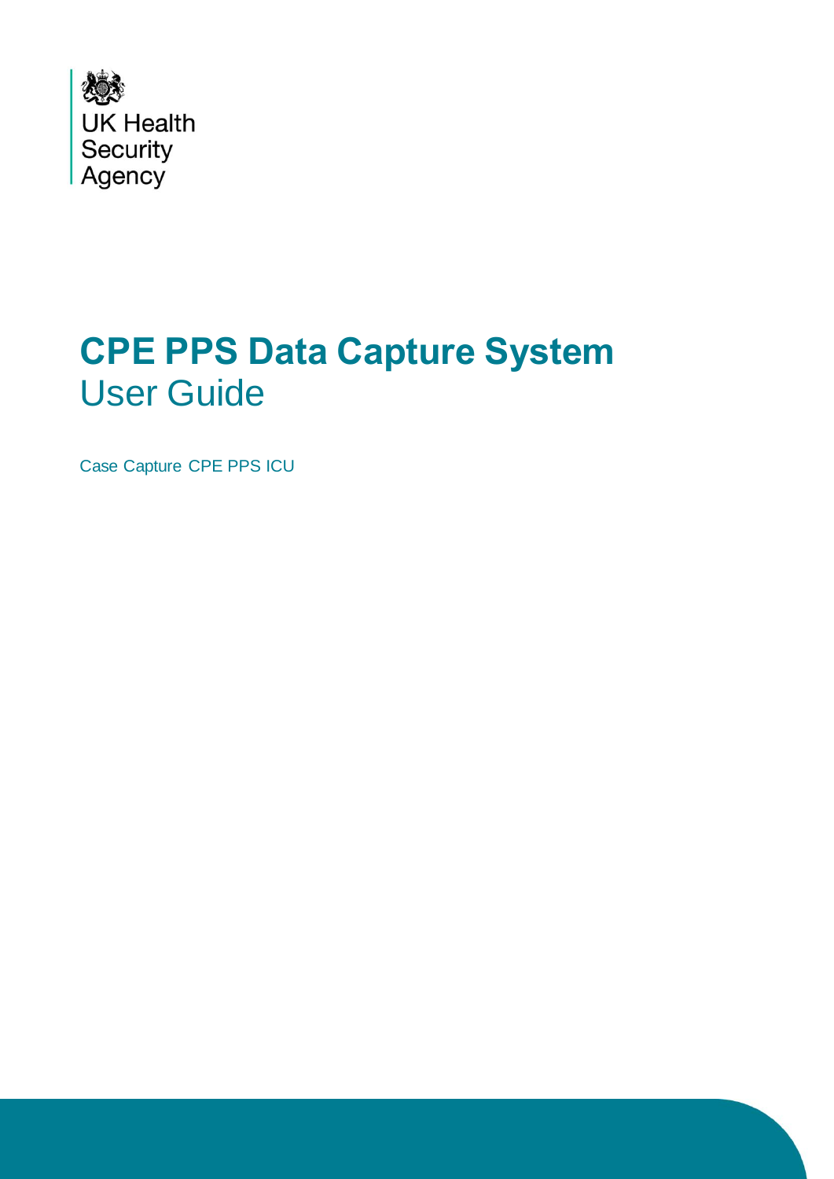UK Health Security Agency

# CPE PPS Data Capture System

## User Guide

Case Capture CPE PPS ICU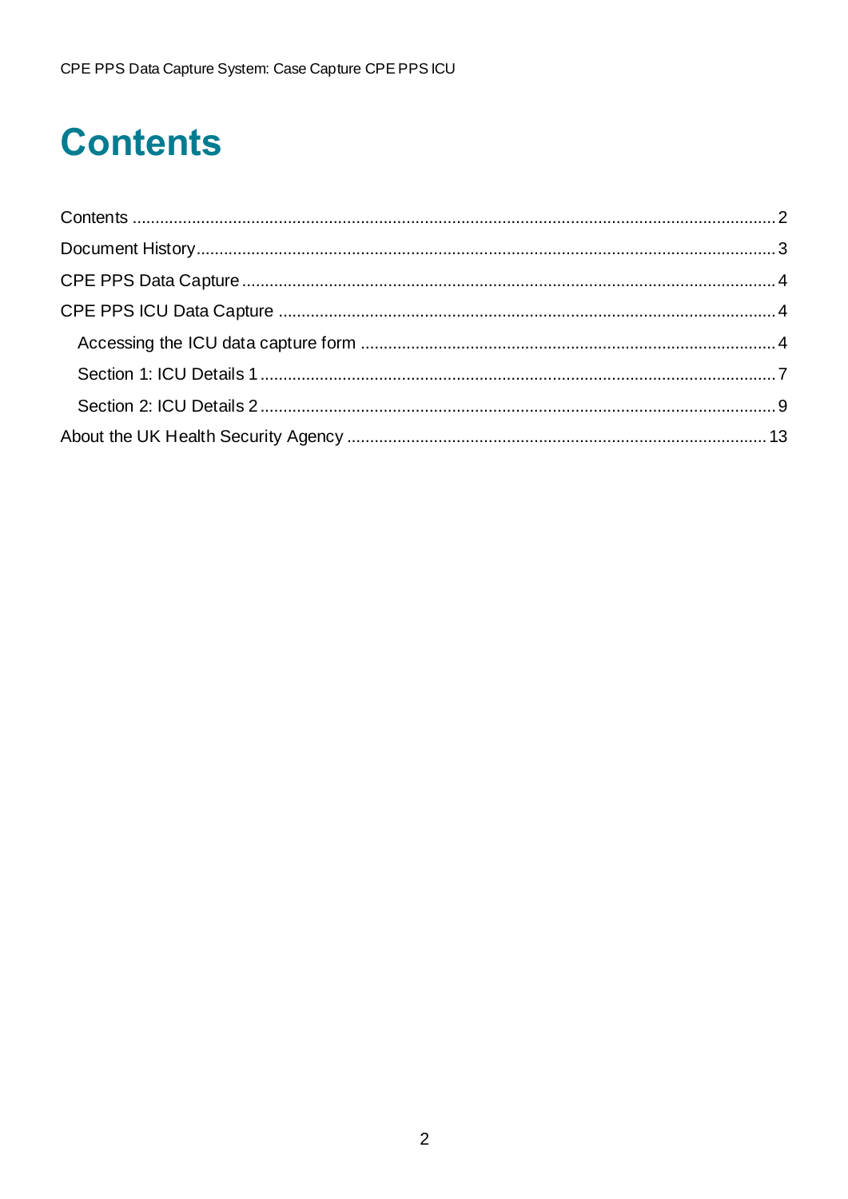# Contents

Contents ..... 2

Document History ..... 3

CPE PPS Data Capture ..... 4

CPE PPS ICU Data Capture ..... 4

- Accessing the ICU data capture form ..... 4
- Section 1: ICU Details 1 ..... 7
- Section 2: ICU Details 2 ..... 9

About the UK Health Security Agency ..... 13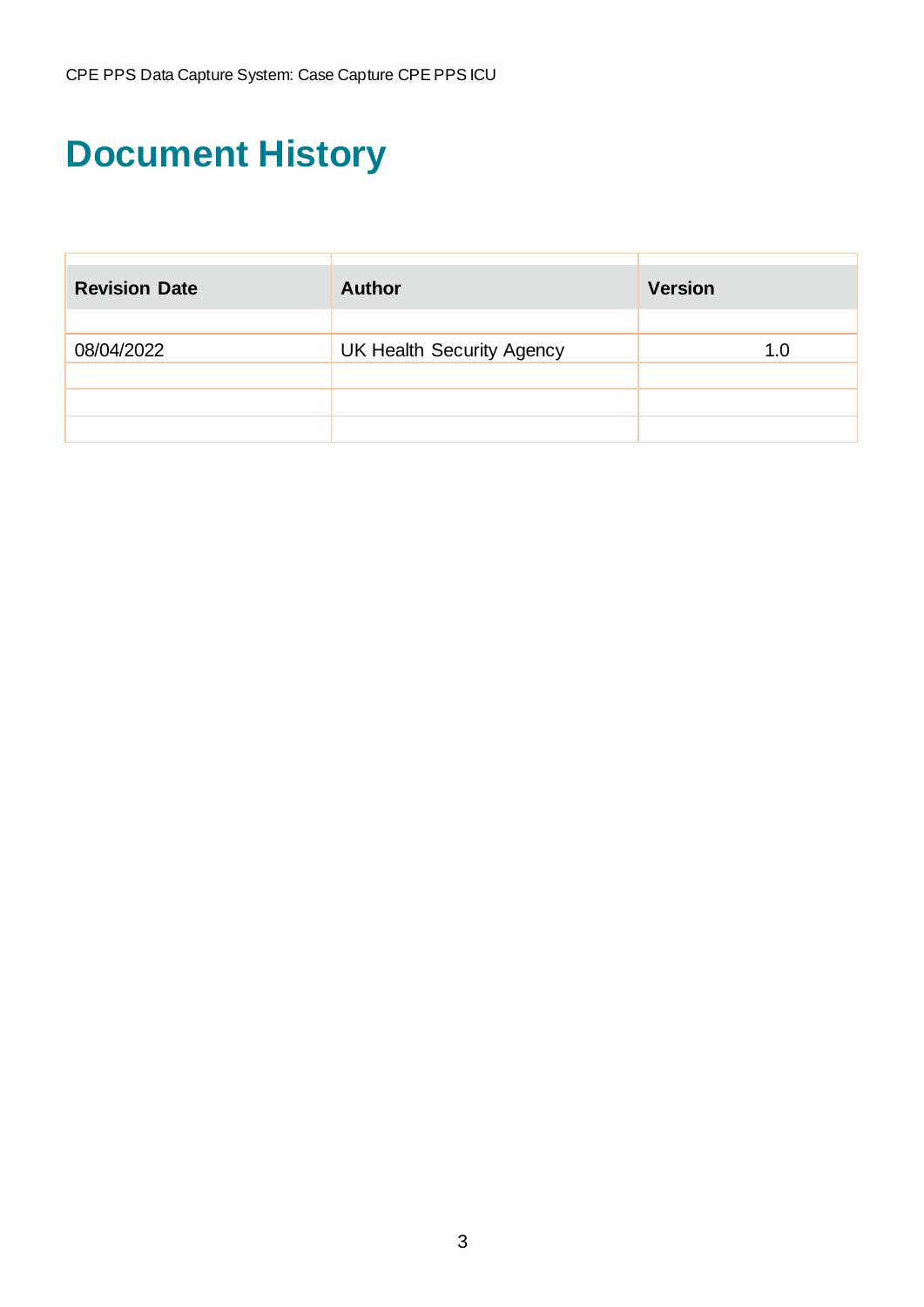# Document History

| Revision Date | Author | Version |
|---|---|---|
| 08/04/2022 | UK Health Security Agency | 1.0 |
| | | |
| | | |
| | | |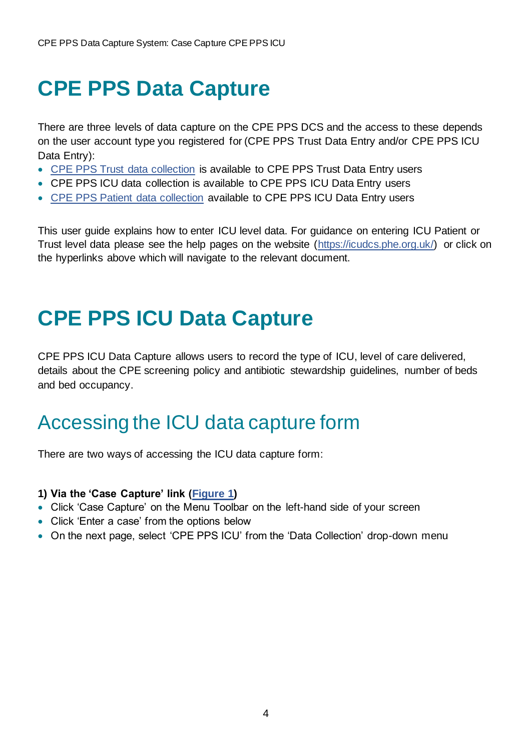# CPE PPS Data Capture

There are three levels of data capture on the CPE PPS DCS and the access to these depends on the user account type you registered for (CPE PPS Trust Data Entry and/or CPE PPS ICU Data Entry):

- CPE PPS Trust data collection is available to CPE PPS Trust Data Entry users
- CPE PPS ICU data collection is available to CPE PPS ICU Data Entry users
- CPE PPS Patient data collection available to CPE PPS ICU Data Entry users

This user guide explains how to enter ICU level data. For guidance on entering ICU Patient or Trust level data please see the help pages on the website (https://icudcs.phe.org.uk/) or click on the hyperlinks above which will navigate to the relevant document.

# CPE PPS ICU Data Capture

CPE PPS ICU Data Capture allows users to record the type of ICU, level of care delivered, details about the CPE screening policy and antibiotic stewardship guidelines, number of beds and bed occupancy.

## Accessing the ICU data capture form

There are two ways of accessing the ICU data capture form:

**1) Via the 'Case Capture' link (Figure 1)**

- Click 'Case Capture' on the Menu Toolbar on the left-hand side of your screen
- Click 'Enter a case' from the options below
- On the next page, select 'CPE PPS ICU' from the 'Data Collection' drop-down menu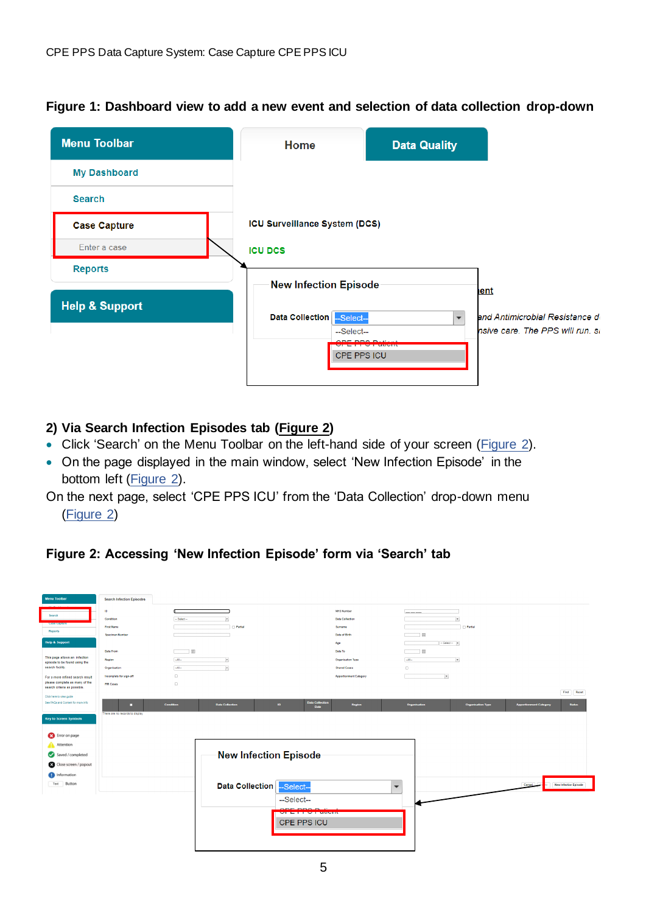**Figure 1: Dashboard view to add a new event and selection of data collection drop-down**

## 2) Via Search Infection Episodes tab (Figure 2)

- Click 'Search' on the Menu Toolbar on the left-hand side of your screen (Figure 2).
- On the page displayed in the main window, select 'New Infection Episode' in the bottom left (Figure 2).

On the next page, select 'CPE PPS ICU' from the 'Data Collection' drop-down menu (Figure 2)

**Figure 2: Accessing 'New Infection Episode' form via 'Search' tab**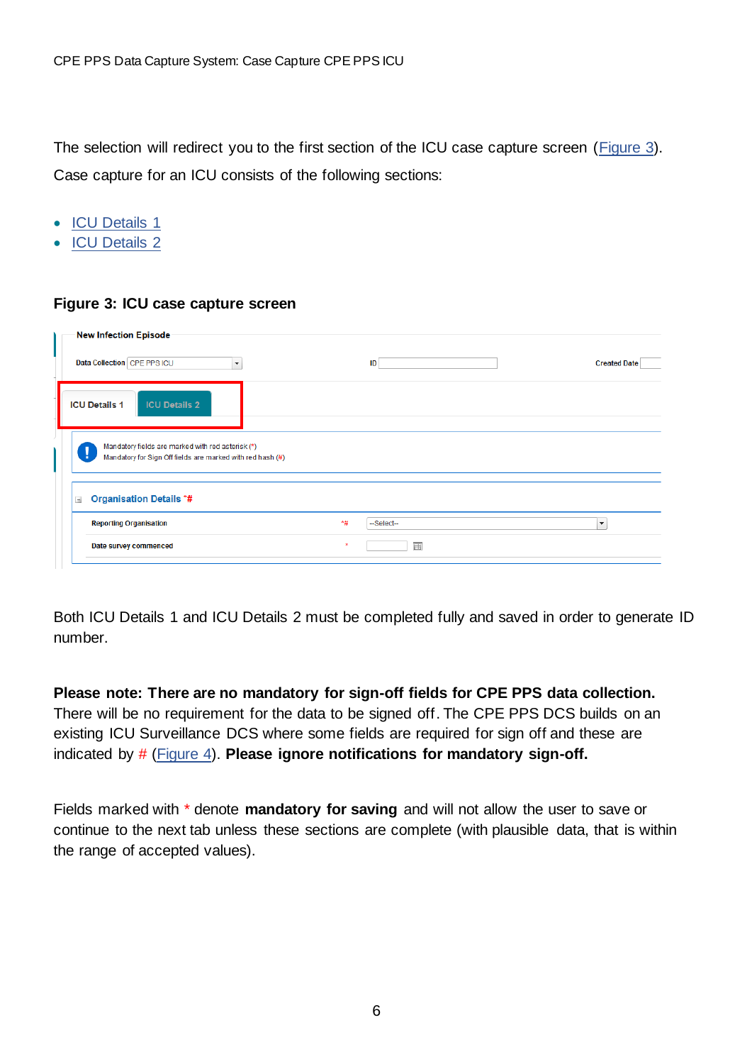The selection will redirect you to the first section of the ICU case capture screen (Figure 3). Case capture for an ICU consists of the following sections:

- ICU Details 1
- ICU Details 2

**Figure 3: ICU case capture screen**

Both ICU Details 1 and ICU Details 2 must be completed fully and saved in order to generate ID number.

**Please note: There are no mandatory for sign-off fields for CPE PPS data collection.** There will be no requirement for the data to be signed off. The CPE PPS DCS builds on an existing ICU Surveillance DCS where some fields are required for sign off and these are indicated by # (Figure 4). **Please ignore notifications for mandatory sign-off.**

Fields marked with * denote **mandatory for saving** and will not allow the user to save or continue to the next tab unless these sections are complete (with plausible data, that is within the range of accepted values).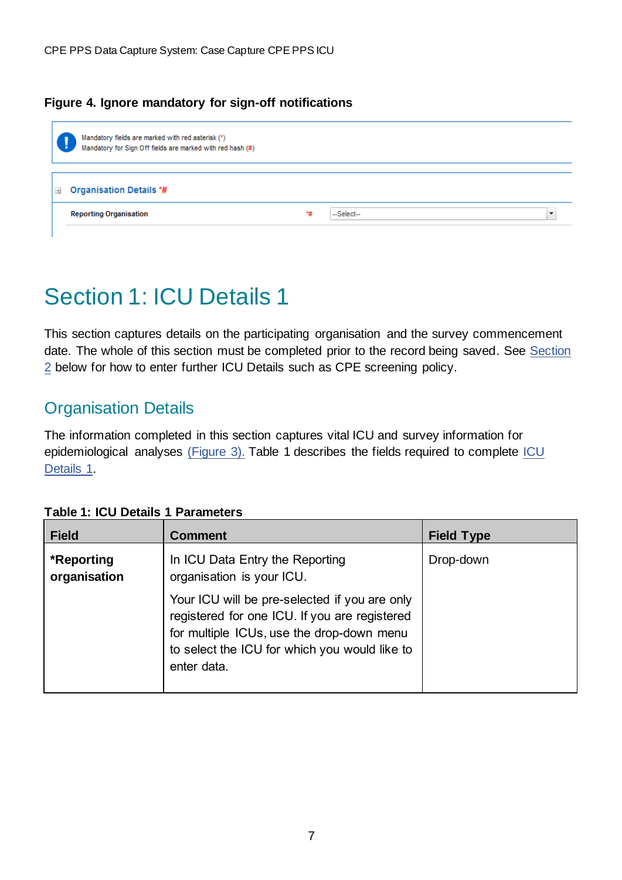**Figure 4. Ignore mandatory for sign-off notifications**

Mandatory fields are marked with red asterisk (*)
Mandatory for Sign Off fields are marked with red hash (#)

Organisation Details *#

Reporting Organisation *# --Select--

# Section 1: ICU Details 1

This section captures details on the participating organisation and the survey commencement date. The whole of this section must be completed prior to the record being saved. See Section 2 below for how to enter further ICU Details such as CPE screening policy.

## Organisation Details

The information completed in this section captures vital ICU and survey information for epidemiological analyses (Figure 3). Table 1 describes the fields required to complete ICU Details 1.

**Table 1: ICU Details 1 Parameters**

| Field | Comment | Field Type |
|---|---|---|
| ***Reporting organisation** | In ICU Data Entry the Reporting organisation is your ICU.<br><br>Your ICU will be pre-selected if you are only registered for one ICU. If you are registered for multiple ICUs, use the drop-down menu to select the ICU for which you would like to enter data. | Drop-down |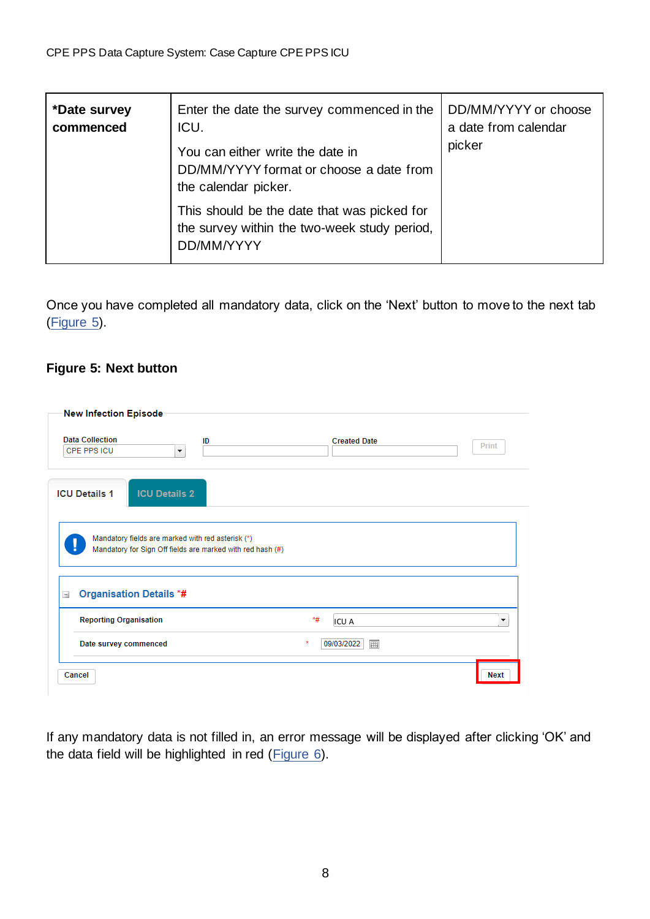| *Date survey commenced | Enter the date the survey commenced in the ICU.<br><br>You can either write the date in DD/MM/YYYY format or choose a date from the calendar picker.<br><br>This should be the date that was picked for the survey within the two-week study period, DD/MM/YYYY | DD/MM/YYYY or choose a date from calendar picker |
|---|---|---|

Once you have completed all mandatory data, click on the 'Next' button to move to the next tab (Figure 5).

**Figure 5: Next button**

If any mandatory data is not filled in, an error message will be displayed after clicking 'OK' and the data field will be highlighted in red (Figure 6).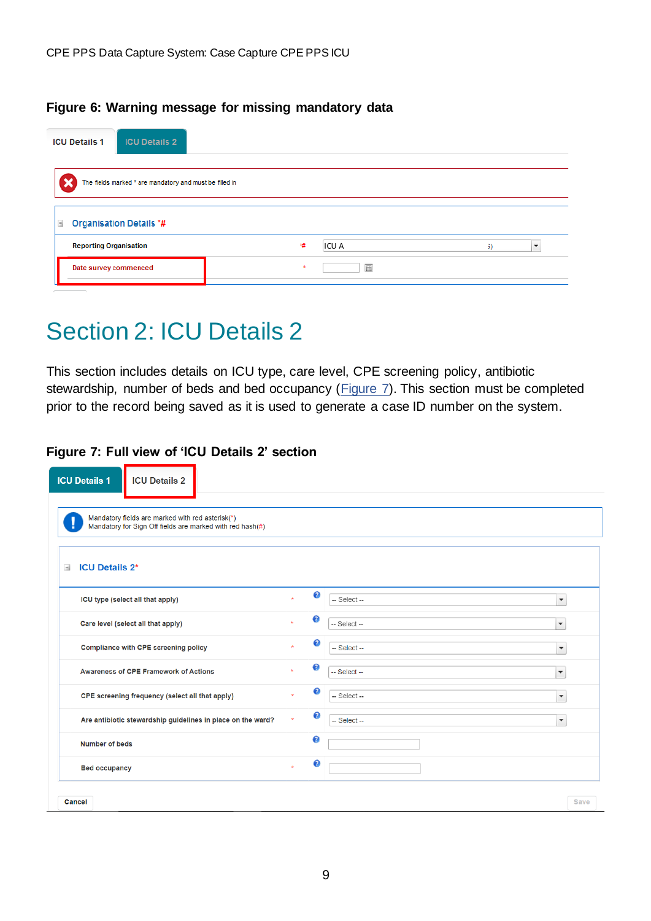**Figure 6: Warning message for missing mandatory data**

ICU Details 1 | ICU Details 2

The fields marked * are mandatory and must be filled in

Organisation Details *#

| | | |
|---|---|---|
| Reporting Organisation | *# | ICU A |
| Date survey commenced | * | |

# Section 2: ICU Details 2

This section includes details on ICU type, care level, CPE screening policy, antibiotic stewardship, number of beds and bed occupancy (Figure 7). This section must be completed prior to the record being saved as it is used to generate a case ID number on the system.

**Figure 7: Full view of 'ICU Details 2' section**

ICU Details 1 | ICU Details 2

Mandatory fields are marked with red asterisk(*)
Mandatory for Sign Off fields are marked with red hash(#)

ICU Details 2*

| | | |
|---|---|---|
| ICU type (select all that apply) | * | -- Select -- |
| Care level (select all that apply) | * | -- Select -- |
| Compliance with CPE screening policy | * | -- Select -- |
| Awareness of CPE Framework of Actions | * | -- Select -- |
| CPE screening frequency (select all that apply) | * | -- Select -- |
| Are antibiotic stewardship guidelines in place on the ward? | * | -- Select -- |
| Number of beds | | |
| Bed occupancy | * | |

Cancel | Save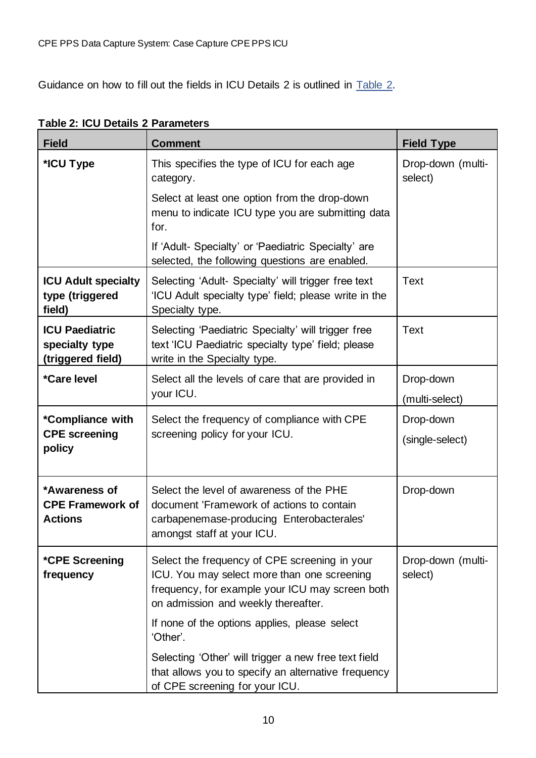Guidance on how to fill out the fields in ICU Details 2 is outlined in [Table 2](#).

**Table 2: ICU Details 2 Parameters**

| Field | Comment | Field Type |
|---|---|---|
| ***ICU Type** | This specifies the type of ICU for each age category.<br><br>Select at least one option from the drop-down menu to indicate ICU type you are submitting data for.<br><br>If 'Adult- Specialty' or 'Paediatric Specialty' are selected, the following questions are enabled. | Drop-down (multi-select) |
| **ICU Adult specialty type (triggered field)** | Selecting 'Adult- Specialty' will trigger free text 'ICU Adult specialty type' field; please write in the Specialty type. | Text |
| **ICU Paediatric specialty type (triggered field)** | Selecting 'Paediatric Specialty' will trigger free text 'ICU Paediatric specialty type' field; please write in the Specialty type. | Text |
| ***Care level** | Select all the levels of care that are provided in your ICU. | Drop-down<br><br>(multi-select) |
| ***Compliance with CPE screening policy** | Select the frequency of compliance with CPE screening policy for your ICU. | Drop-down<br><br>(single-select) |
| ***Awareness of CPE Framework of Actions** | Select the level of awareness of the PHE document 'Framework of actions to contain carbapenemase-producing Enterobacterales' amongst staff at your ICU. | Drop-down |
| ***CPE Screening frequency** | Select the frequency of CPE screening in your ICU. You may select more than one screening frequency, for example your ICU may screen both on admission and weekly thereafter.<br><br>If none of the options applies, please select 'Other'.<br><br>Selecting 'Other' will trigger a new free text field that allows you to specify an alternative frequency of CPE screening for your ICU. | Drop-down (multi-select) |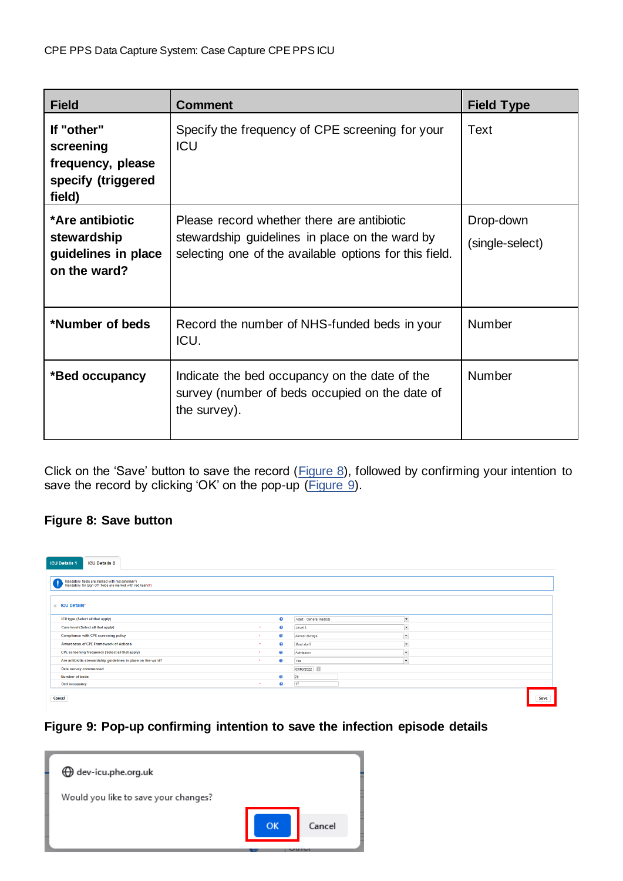| Field | Comment | Field Type |
|---|---|---|
| **If "other" screening frequency, please specify (triggered field)** | Specify the frequency of CPE screening for your ICU | Text |
| **\*Are antibiotic stewardship guidelines in place on the ward?** | Please record whether there are antibiotic stewardship guidelines in place on the ward by selecting one of the available options for this field. | Drop-down (single-select) |
| **\*Number of beds** | Record the number of NHS-funded beds in your ICU. | Number |
| **\*Bed occupancy** | Indicate the bed occupancy on the date of the survey (number of beds occupied on the date of the survey). | Number |

Click on the 'Save' button to save the record (Figure 8), followed by confirming your intention to save the record by clicking 'OK' on the pop-up (Figure 9).

**Figure 8: Save button**

**Figure 9: Pop-up confirming intention to save the infection episode details**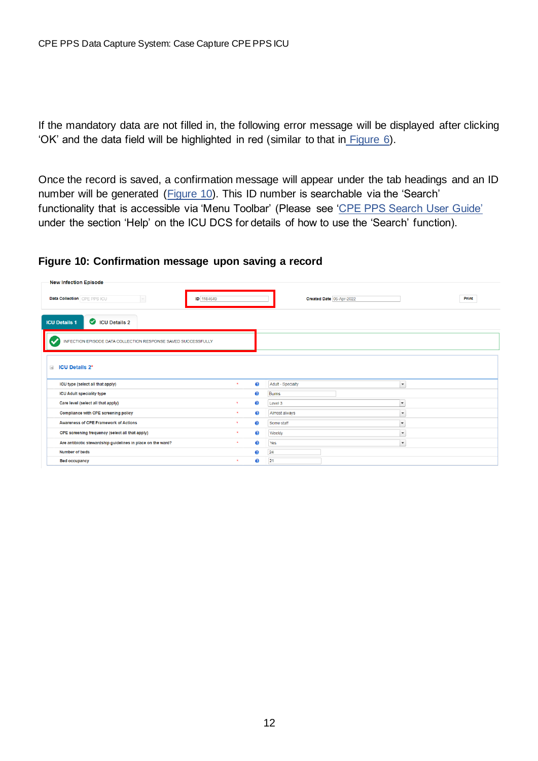If the mandatory data are not filled in, the following error message will be displayed after clicking 'OK' and the data field will be highlighted in red (similar to that in Figure 6).

Once the record is saved, a confirmation message will appear under the tab headings and an ID number will be generated (Figure 10). This ID number is searchable via the 'Search' functionality that is accessible via 'Menu Toolbar' (Please see 'CPE PPS Search User Guide' under the section 'Help' on the ICU DCS for details of how to use the 'Search' function).

**Figure 10: Confirmation message upon saving a record**

New Infection Episode

Data Collection: CPE PPS ICU | ID: 1164649 | Created Date: 06-Apr-2022 | Print

ICU Details 1 | ICU Details 2

INFECTION EPISODE DATA COLLECTION RESPONSE SAVED SUCCESSFULLY

**ICU Details 2***

| Field | Required | Value |
|---|---|---|
| ICU type (select all that apply) | * | Adult - Specialty |
| ICU Adult speciality type | | Burns |
| Care level (select all that apply) | * | Level 3 |
| Compliance with CPE screening policy | * | Almost always |
| Awareness of CPE Framework of Actions | * | Some staff |
| CPE screening frequency (select all that apply) | * | Weekly |
| Are antibiotic stewardship guidelines in place on the ward? | * | Yes |
| Number of beds | | 24 |
| Bed occupancy | * | 21 |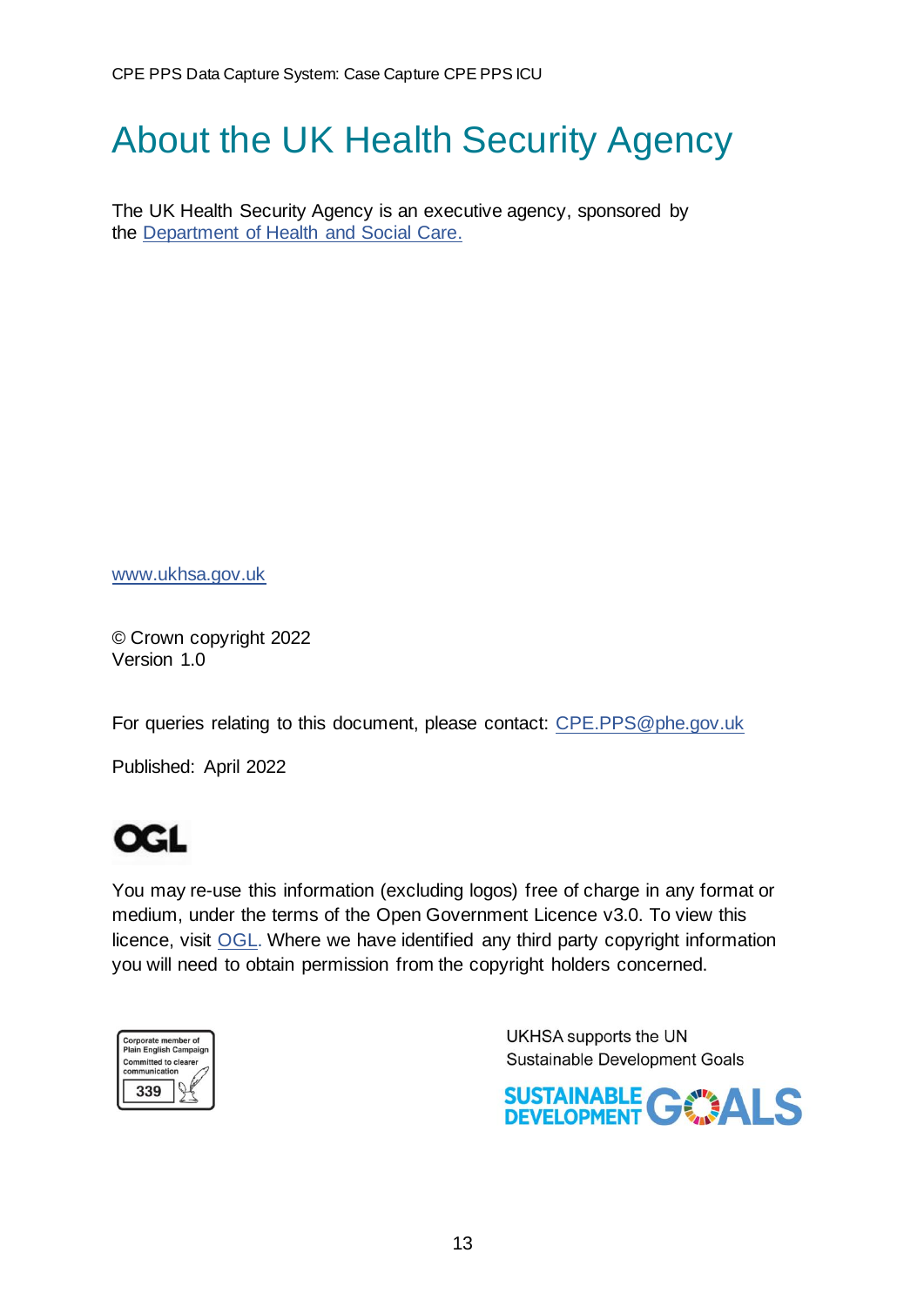# About the UK Health Security Agency

The UK Health Security Agency is an executive agency, sponsored by the [Department of Health and Social Care.](#)

[www.ukhsa.gov.uk](http://www.ukhsa.gov.uk)

© Crown copyright 2022
Version 1.0

For queries relating to this document, please contact: CPE.PPS@phe.gov.uk

Published: April 2022

OGL

You may re-use this information (excluding logos) free of charge in any format or medium, under the terms of the Open Government Licence v3.0. To view this licence, visit [OGL](#). Where we have identified any third party copyright information you will need to obtain permission from the copyright holders concerned.

Corporate member of Plain English Campaign
Committed to clearer communication
339

UKHSA supports the UN Sustainable Development Goals

SUSTAINABLE DEVELOPMENT GOALS